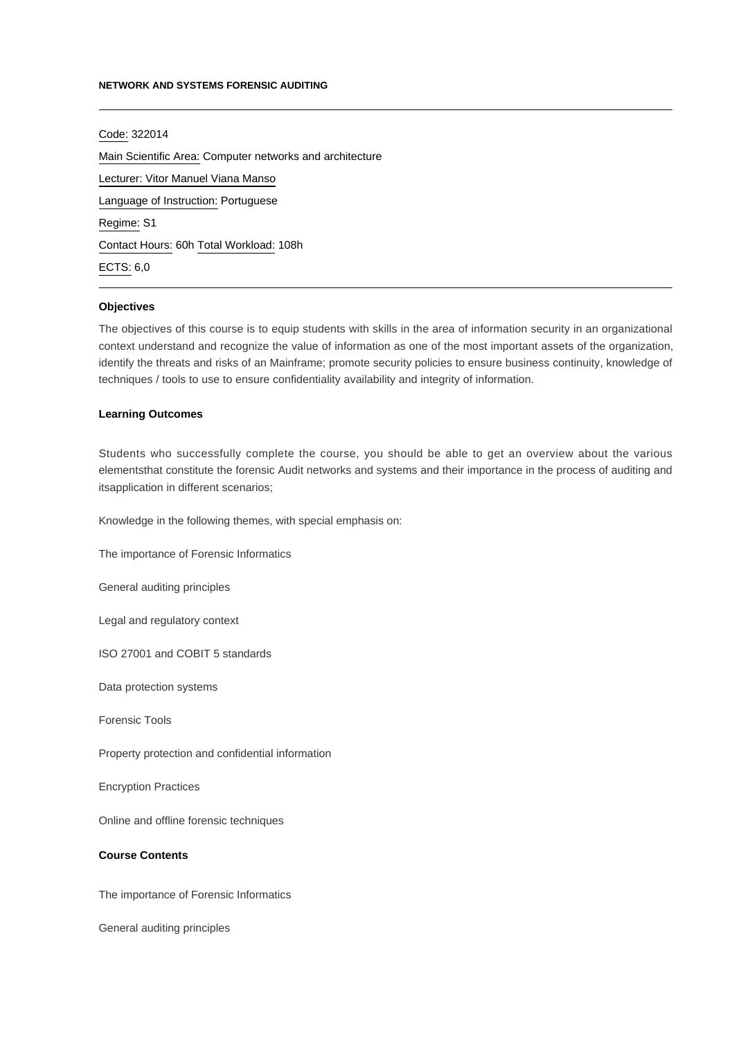**NETWORK AND SYSTEMS FORENSIC AUDITING**

---

Code: 322014

Main Scientific Area: Computer networks and architecture

Lecturer: Vitor Manuel Viana Manso

Language of Instruction: Portuguese

Regime: S1

Contact Hours: 60h Total Workload: 108h

ECTS: 6,0

---

### Objectives

The objectives of this course is to equip students with skills in the area of information security in an organizational context understand and recognize the value of information as one of the most important assets of the organization, identify the threats and risks of an Mainframe; promote security policies to ensure business continuity, knowledge of techniques / tools to use to ensure confidentiality availability and integrity of information.

### Learning Outcomes

Students who successfully complete the course, you should be able to get an overview about the various elementsthat constitute the forensic Audit networks and systems and their importance in the process of auditing and itsapplication in different scenarios;

Knowledge in the following themes, with special emphasis on:

The importance of Forensic Informatics

General auditing principles

Legal and regulatory context

ISO 27001 and COBIT 5 standards

Data protection systems

Forensic Tools

Property protection and confidential information

Encryption Practices

Online and offline forensic techniques

### Course Contents

The importance of Forensic Informatics

General auditing principles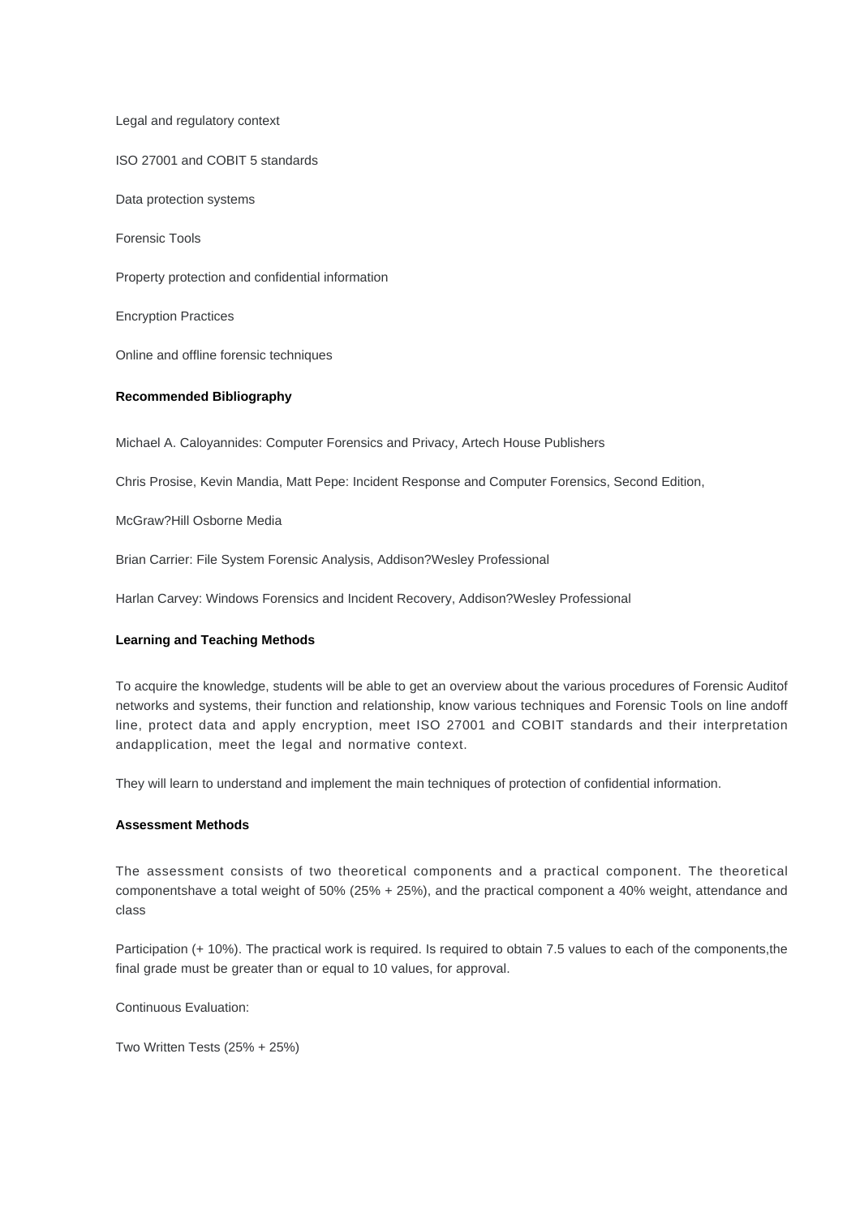Legal and regulatory context

ISO 27001 and COBIT 5 standards

Data protection systems

Forensic Tools

Property protection and confidential information

Encryption Practices

Online and offline forensic techniques

**Recommended Bibliography**

Michael A. Caloyannides: Computer Forensics and Privacy, Artech House Publishers

Chris Prosise, Kevin Mandia, Matt Pepe: Incident Response and Computer Forensics, Second Edition,

McGraw?Hill Osborne Media

Brian Carrier: File System Forensic Analysis, Addison?Wesley Professional

Harlan Carvey: Windows Forensics and Incident Recovery, Addison?Wesley Professional

**Learning and Teaching Methods**

To acquire the knowledge, students will be able to get an overview about the various procedures of Forensic Auditof networks and systems, their function and relationship, know various techniques and Forensic Tools on line andoff line, protect data and apply encryption, meet ISO 27001 and COBIT standards and their interpretation andapplication, meet the legal and normative context.

They will learn to understand and implement the main techniques of protection of confidential information.

**Assessment Methods**

The assessment consists of two theoretical components and a practical component. The theoretical componentshave a total weight of 50% (25% + 25%), and the practical component a 40% weight, attendance and class

Participation (+ 10%). The practical work is required. Is required to obtain 7.5 values to each of the components,the final grade must be greater than or equal to 10 values, for approval.

Continuous Evaluation:

Two Written Tests (25% + 25%)